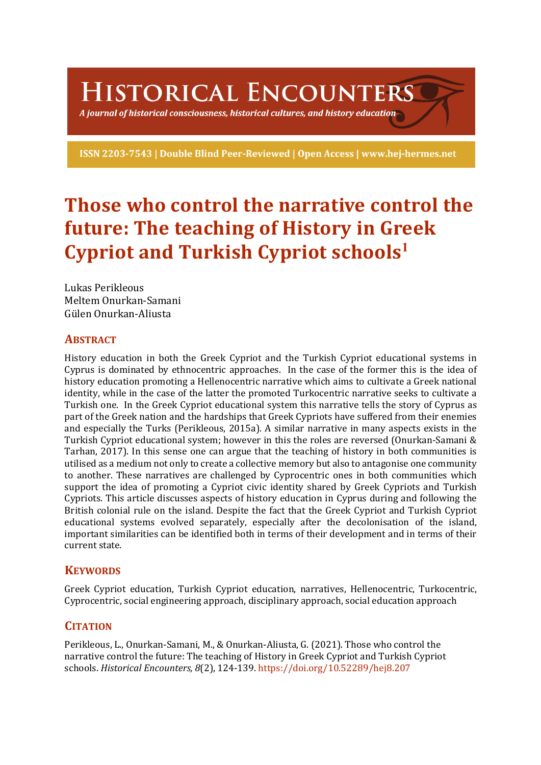# HISTORICAL ENCOUNTERS

*A journal of historical consciousness, historical cultures, and history education*

**ISSN 2203-7543 | Double Blind Peer-Reviewed | Open Access | www.hej-hermes.net**

# Those who control the narrative control the future: The teaching of History in Greek Cypriot and Turkish Cypriot schools[1]

Lukas Perikleous
Meltem Onurkan-Samani
Gülen Onurkan-Aliusta

## ABSTRACT

History education in both the Greek Cypriot and the Turkish Cypriot educational systems in Cyprus is dominated by ethnocentric approaches. In the case of the former this is the idea of history education promoting a Hellenocentric narrative which aims to cultivate a Greek national identity, while in the case of the latter the promoted Turkocentric narrative seeks to cultivate a Turkish one. In the Greek Cypriot educational system this narrative tells the story of Cyprus as part of the Greek nation and the hardships that Greek Cypriots have suffered from their enemies and especially the Turks (Perikleous, 2015a). A similar narrative in many aspects exists in the Turkish Cypriot educational system; however in this the roles are reversed (Onurkan-Samani & Tarhan, 2017). In this sense one can argue that the teaching of history in both communities is utilised as a medium not only to create a collective memory but also to antagonise one community to another. These narratives are challenged by Cyprocentric ones in both communities which support the idea of promoting a Cypriot civic identity shared by Greek Cypriots and Turkish Cypriots. This article discusses aspects of history education in Cyprus during and following the British colonial rule on the island. Despite the fact that the Greek Cypriot and Turkish Cypriot educational systems evolved separately, especially after the decolonisation of the island, important similarities can be identified both in terms of their development and in terms of their current state.

## KEYWORDS

Greek Cypriot education, Turkish Cypriot education, narratives, Hellenocentric, Turkocentric, Cyprocentric, social engineering approach, disciplinary approach, social education approach

## CITATION

Perikleous, L., Onurkan-Samani, M., & Onurkan-Aliusta, G. (2021). Those who control the narrative control the future: The teaching of History in Greek Cypriot and Turkish Cypriot schools. *Historical Encounters, 8*(2), 124-139. https://doi.org/10.52289/hej8.207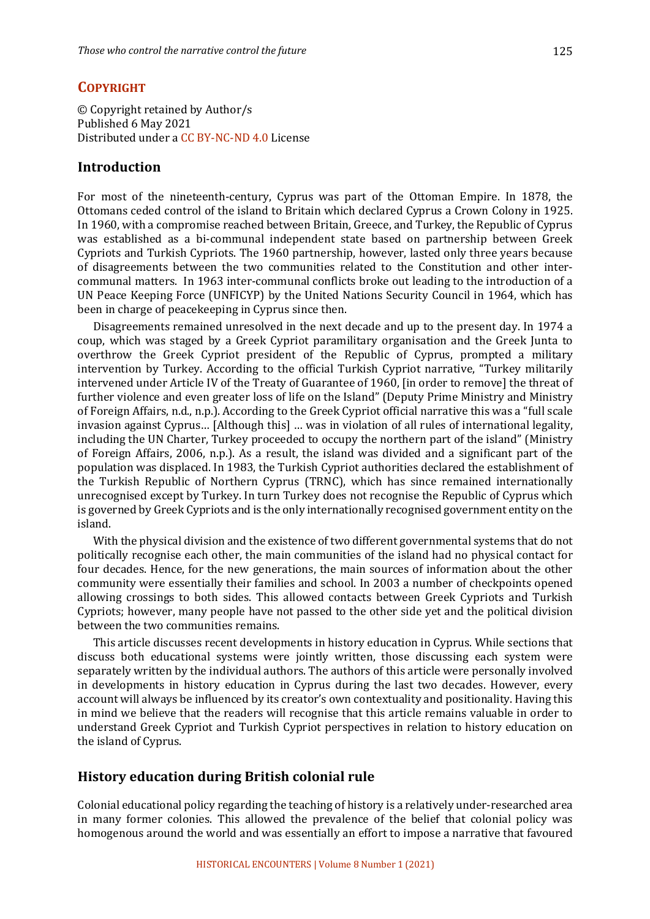## COPYRIGHT

© Copyright retained by Author/s
Published 6 May 2021
Distributed under a CC BY-NC-ND 4.0 License

## Introduction

For most of the nineteenth-century, Cyprus was part of the Ottoman Empire. In 1878, the Ottomans ceded control of the island to Britain which declared Cyprus a Crown Colony in 1925. In 1960, with a compromise reached between Britain, Greece, and Turkey, the Republic of Cyprus was established as a bi-communal independent state based on partnership between Greek Cypriots and Turkish Cypriots. The 1960 partnership, however, lasted only three years because of disagreements between the two communities related to the Constitution and other inter-communal matters. In 1963 inter-communal conflicts broke out leading to the introduction of a UN Peace Keeping Force (UNFICYP) by the United Nations Security Council in 1964, which has been in charge of peacekeeping in Cyprus since then.

Disagreements remained unresolved in the next decade and up to the present day. In 1974 a coup, which was staged by a Greek Cypriot paramilitary organisation and the Greek Junta to overthrow the Greek Cypriot president of the Republic of Cyprus, prompted a military intervention by Turkey. According to the official Turkish Cypriot narrative, "Turkey militarily intervened under Article IV of the Treaty of Guarantee of 1960, [in order to remove] the threat of further violence and even greater loss of life on the Island" (Deputy Prime Ministry and Ministry of Foreign Affairs, n.d., n.p.). According to the Greek Cypriot official narrative this was a "full scale invasion against Cyprus… [Although this] … was in violation of all rules of international legality, including the UN Charter, Turkey proceeded to occupy the northern part of the island" (Ministry of Foreign Affairs, 2006, n.p.). As a result, the island was divided and a significant part of the population was displaced. In 1983, the Turkish Cypriot authorities declared the establishment of the Turkish Republic of Northern Cyprus (TRNC), which has since remained internationally unrecognised except by Turkey. In turn Turkey does not recognise the Republic of Cyprus which is governed by Greek Cypriots and is the only internationally recognised government entity on the island.

With the physical division and the existence of two different governmental systems that do not politically recognise each other, the main communities of the island had no physical contact for four decades. Hence, for the new generations, the main sources of information about the other community were essentially their families and school. In 2003 a number of checkpoints opened allowing crossings to both sides. This allowed contacts between Greek Cypriots and Turkish Cypriots; however, many people have not passed to the other side yet and the political division between the two communities remains.

This article discusses recent developments in history education in Cyprus. While sections that discuss both educational systems were jointly written, those discussing each system were separately written by the individual authors. The authors of this article were personally involved in developments in history education in Cyprus during the last two decades. However, every account will always be influenced by its creator's own contextuality and positionality. Having this in mind we believe that the readers will recognise that this article remains valuable in order to understand Greek Cypriot and Turkish Cypriot perspectives in relation to history education on the island of Cyprus.

## History education during British colonial rule

Colonial educational policy regarding the teaching of history is a relatively under-researched area in many former colonies. This allowed the prevalence of the belief that colonial policy was homogenous around the world and was essentially an effort to impose a narrative that favoured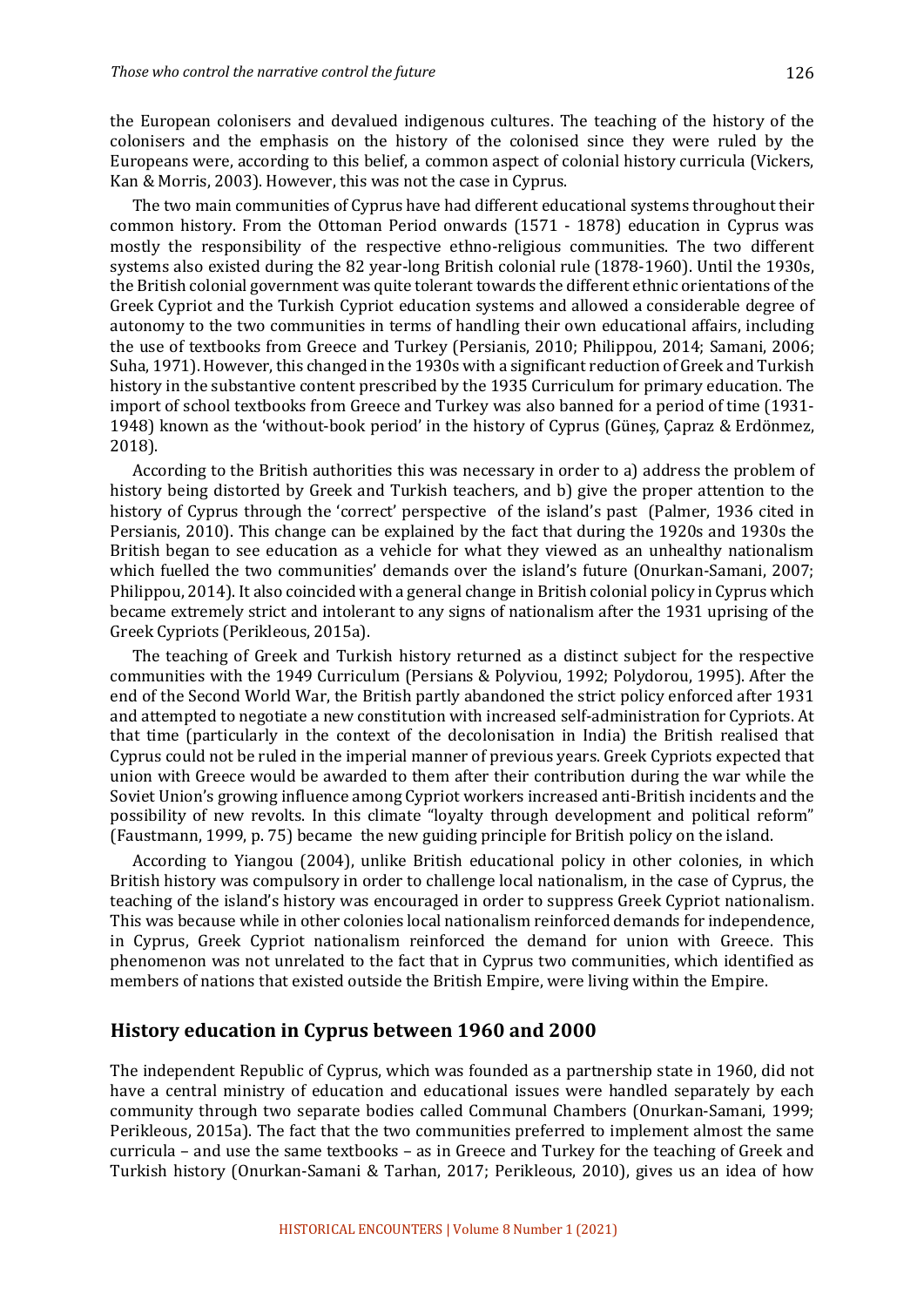the European colonisers and devalued indigenous cultures. The teaching of the history of the colonisers and the emphasis on the history of the colonised since they were ruled by the Europeans were, according to this belief, a common aspect of colonial history curricula (Vickers, Kan & Morris, 2003). However, this was not the case in Cyprus.

The two main communities of Cyprus have had different educational systems throughout their common history. From the Ottoman Period onwards (1571 - 1878) education in Cyprus was mostly the responsibility of the respective ethno-religious communities. The two different systems also existed during the 82 year-long British colonial rule (1878-1960). Until the 1930s, the British colonial government was quite tolerant towards the different ethnic orientations of the Greek Cypriot and the Turkish Cypriot education systems and allowed a considerable degree of autonomy to the two communities in terms of handling their own educational affairs, including the use of textbooks from Greece and Turkey (Persianis, 2010; Philippou, 2014; Samani, 2006; Suha, 1971). However, this changed in the 1930s with a significant reduction of Greek and Turkish history in the substantive content prescribed by the 1935 Curriculum for primary education. The import of school textbooks from Greece and Turkey was also banned for a period of time (1931-1948) known as the 'without-book period' in the history of Cyprus (Güneş, Çapraz & Erdönmez, 2018).

According to the British authorities this was necessary in order to a) address the problem of history being distorted by Greek and Turkish teachers, and b) give the proper attention to the history of Cyprus through the 'correct' perspective of the island's past (Palmer, 1936 cited in Persianis, 2010). This change can be explained by the fact that during the 1920s and 1930s the British began to see education as a vehicle for what they viewed as an unhealthy nationalism which fuelled the two communities' demands over the island's future (Onurkan-Samani, 2007; Philippou, 2014). It also coincided with a general change in British colonial policy in Cyprus which became extremely strict and intolerant to any signs of nationalism after the 1931 uprising of the Greek Cypriots (Perikleous, 2015a).

The teaching of Greek and Turkish history returned as a distinct subject for the respective communities with the 1949 Curriculum (Persians & Polyviou, 1992; Polydorou, 1995). After the end of the Second World War, the British partly abandoned the strict policy enforced after 1931 and attempted to negotiate a new constitution with increased self-administration for Cypriots. At that time (particularly in the context of the decolonisation in India) the British realised that Cyprus could not be ruled in the imperial manner of previous years. Greek Cypriots expected that union with Greece would be awarded to them after their contribution during the war while the Soviet Union's growing influence among Cypriot workers increased anti-British incidents and the possibility of new revolts. In this climate "loyalty through development and political reform" (Faustmann, 1999, p. 75) became the new guiding principle for British policy on the island.

According to Yiangou (2004), unlike British educational policy in other colonies, in which British history was compulsory in order to challenge local nationalism, in the case of Cyprus, the teaching of the island's history was encouraged in order to suppress Greek Cypriot nationalism. This was because while in other colonies local nationalism reinforced demands for independence, in Cyprus, Greek Cypriot nationalism reinforced the demand for union with Greece. This phenomenon was not unrelated to the fact that in Cyprus two communities, which identified as members of nations that existed outside the British Empire, were living within the Empire.

## History education in Cyprus between 1960 and 2000

The independent Republic of Cyprus, which was founded as a partnership state in 1960, did not have a central ministry of education and educational issues were handled separately by each community through two separate bodies called Communal Chambers (Onurkan-Samani, 1999; Perikleous, 2015a). The fact that the two communities preferred to implement almost the same curricula – and use the same textbooks – as in Greece and Turkey for the teaching of Greek and Turkish history (Onurkan-Samani & Tarhan, 2017; Perikleous, 2010), gives us an idea of how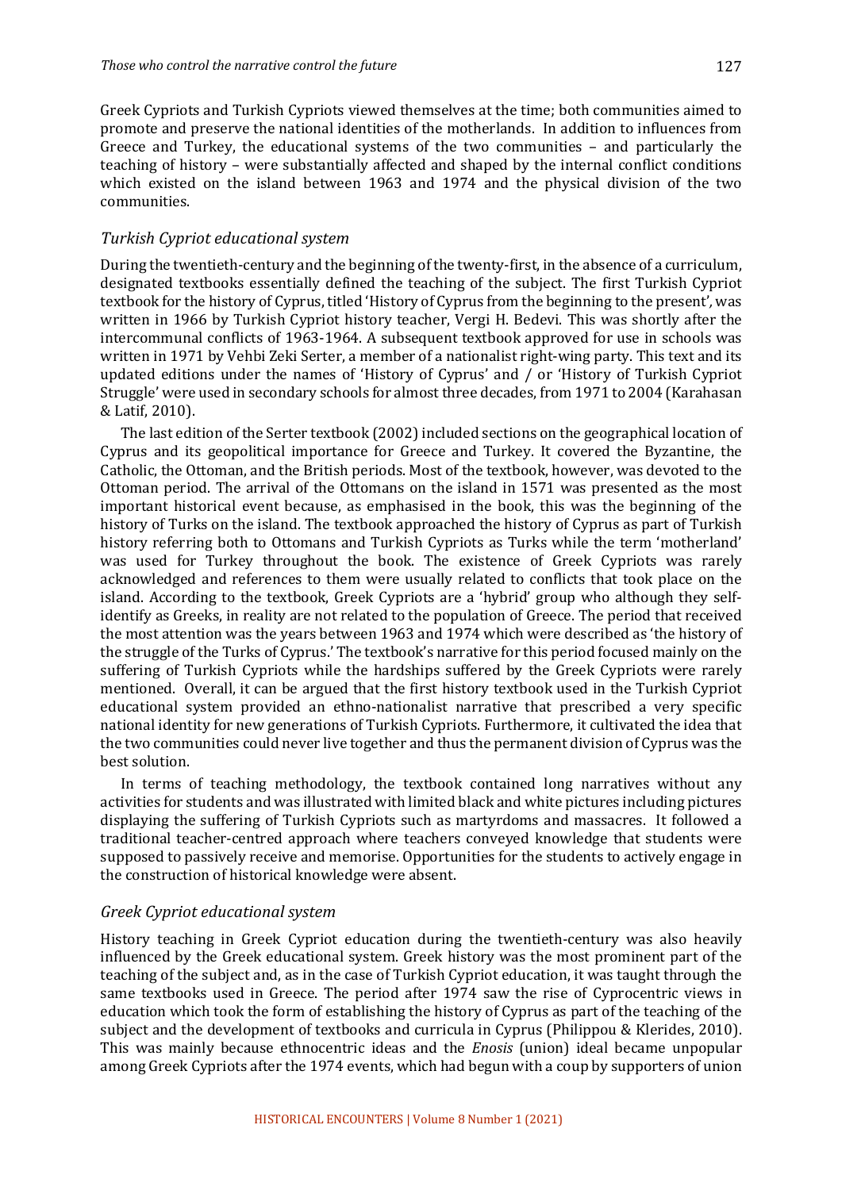Greek Cypriots and Turkish Cypriots viewed themselves at the time; both communities aimed to promote and preserve the national identities of the motherlands. In addition to influences from Greece and Turkey, the educational systems of the two communities – and particularly the teaching of history – were substantially affected and shaped by the internal conflict conditions which existed on the island between 1963 and 1974 and the physical division of the two communities.

### *Turkish Cypriot educational system*

During the twentieth-century and the beginning of the twenty-first, in the absence of a curriculum, designated textbooks essentially defined the teaching of the subject. The first Turkish Cypriot textbook for the history of Cyprus, titled 'History of Cyprus from the beginning to the present', was written in 1966 by Turkish Cypriot history teacher, Vergi H. Bedevi. This was shortly after the intercommunal conflicts of 1963-1964. A subsequent textbook approved for use in schools was written in 1971 by Vehbi Zeki Serter, a member of a nationalist right-wing party. This text and its updated editions under the names of 'History of Cyprus' and / or 'History of Turkish Cypriot Struggle' were used in secondary schools for almost three decades, from 1971 to 2004 (Karahasan & Latif, 2010).

The last edition of the Serter textbook (2002) included sections on the geographical location of Cyprus and its geopolitical importance for Greece and Turkey. It covered the Byzantine, the Catholic, the Ottoman, and the British periods. Most of the textbook, however, was devoted to the Ottoman period. The arrival of the Ottomans on the island in 1571 was presented as the most important historical event because, as emphasised in the book, this was the beginning of the history of Turks on the island. The textbook approached the history of Cyprus as part of Turkish history referring both to Ottomans and Turkish Cypriots as Turks while the term 'motherland' was used for Turkey throughout the book. The existence of Greek Cypriots was rarely acknowledged and references to them were usually related to conflicts that took place on the island. According to the textbook, Greek Cypriots are a 'hybrid' group who although they self-identify as Greeks, in reality are not related to the population of Greece. The period that received the most attention was the years between 1963 and 1974 which were described as 'the history of the struggle of the Turks of Cyprus.' The textbook's narrative for this period focused mainly on the suffering of Turkish Cypriots while the hardships suffered by the Greek Cypriots were rarely mentioned. Overall, it can be argued that the first history textbook used in the Turkish Cypriot educational system provided an ethno-nationalist narrative that prescribed a very specific national identity for new generations of Turkish Cypriots. Furthermore, it cultivated the idea that the two communities could never live together and thus the permanent division of Cyprus was the best solution.

In terms of teaching methodology, the textbook contained long narratives without any activities for students and was illustrated with limited black and white pictures including pictures displaying the suffering of Turkish Cypriots such as martyrdoms and massacres. It followed a traditional teacher-centred approach where teachers conveyed knowledge that students were supposed to passively receive and memorise. Opportunities for the students to actively engage in the construction of historical knowledge were absent.

### *Greek Cypriot educational system*

History teaching in Greek Cypriot education during the twentieth-century was also heavily influenced by the Greek educational system. Greek history was the most prominent part of the teaching of the subject and, as in the case of Turkish Cypriot education, it was taught through the same textbooks used in Greece. The period after 1974 saw the rise of Cyprocentric views in education which took the form of establishing the history of Cyprus as part of the teaching of the subject and the development of textbooks and curricula in Cyprus (Philippou & Klerides, 2010). This was mainly because ethnocentric ideas and the *Enosis* (union) ideal became unpopular among Greek Cypriots after the 1974 events, which had begun with a coup by supporters of union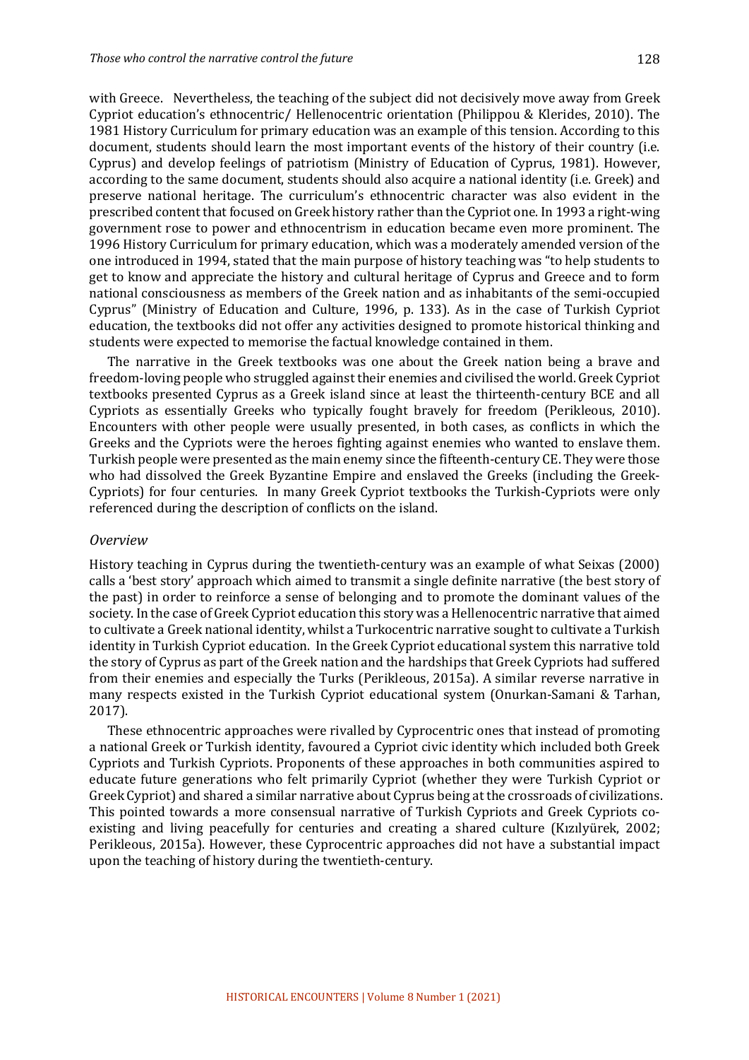with Greece. Nevertheless, the teaching of the subject did not decisively move away from Greek Cypriot education's ethnocentric/ Hellenocentric orientation (Philippou & Klerides, 2010). The 1981 History Curriculum for primary education was an example of this tension. According to this document, students should learn the most important events of the history of their country (i.e. Cyprus) and develop feelings of patriotism (Ministry of Education of Cyprus, 1981). However, according to the same document, students should also acquire a national identity (i.e. Greek) and preserve national heritage. The curriculum's ethnocentric character was also evident in the prescribed content that focused on Greek history rather than the Cypriot one. In 1993 a right-wing government rose to power and ethnocentrism in education became even more prominent. The 1996 History Curriculum for primary education, which was a moderately amended version of the one introduced in 1994, stated that the main purpose of history teaching was "to help students to get to know and appreciate the history and cultural heritage of Cyprus and Greece and to form national consciousness as members of the Greek nation and as inhabitants of the semi-occupied Cyprus" (Ministry of Education and Culture, 1996, p. 133). As in the case of Turkish Cypriot education, the textbooks did not offer any activities designed to promote historical thinking and students were expected to memorise the factual knowledge contained in them.

The narrative in the Greek textbooks was one about the Greek nation being a brave and freedom-loving people who struggled against their enemies and civilised the world. Greek Cypriot textbooks presented Cyprus as a Greek island since at least the thirteenth-century BCE and all Cypriots as essentially Greeks who typically fought bravely for freedom (Perikleous, 2010). Encounters with other people were usually presented, in both cases, as conflicts in which the Greeks and the Cypriots were the heroes fighting against enemies who wanted to enslave them. Turkish people were presented as the main enemy since the fifteenth-century CE. They were those who had dissolved the Greek Byzantine Empire and enslaved the Greeks (including the Greek-Cypriots) for four centuries. In many Greek Cypriot textbooks the Turkish-Cypriots were only referenced during the description of conflicts on the island.

### *Overview*

History teaching in Cyprus during the twentieth-century was an example of what Seixas (2000) calls a 'best story' approach which aimed to transmit a single definite narrative (the best story of the past) in order to reinforce a sense of belonging and to promote the dominant values of the society. In the case of Greek Cypriot education this story was a Hellenocentric narrative that aimed to cultivate a Greek national identity, whilst a Turkocentric narrative sought to cultivate a Turkish identity in Turkish Cypriot education. In the Greek Cypriot educational system this narrative told the story of Cyprus as part of the Greek nation and the hardships that Greek Cypriots had suffered from their enemies and especially the Turks (Perikleous, 2015a). A similar reverse narrative in many respects existed in the Turkish Cypriot educational system (Onurkan-Samani & Tarhan, 2017).

These ethnocentric approaches were rivalled by Cyprocentric ones that instead of promoting a national Greek or Turkish identity, favoured a Cypriot civic identity which included both Greek Cypriots and Turkish Cypriots. Proponents of these approaches in both communities aspired to educate future generations who felt primarily Cypriot (whether they were Turkish Cypriot or Greek Cypriot) and shared a similar narrative about Cyprus being at the crossroads of civilizations. This pointed towards a more consensual narrative of Turkish Cypriots and Greek Cypriots co-existing and living peacefully for centuries and creating a shared culture (Kızılyürek, 2002; Perikleous, 2015a). However, these Cyprocentric approaches did not have a substantial impact upon the teaching of history during the twentieth-century.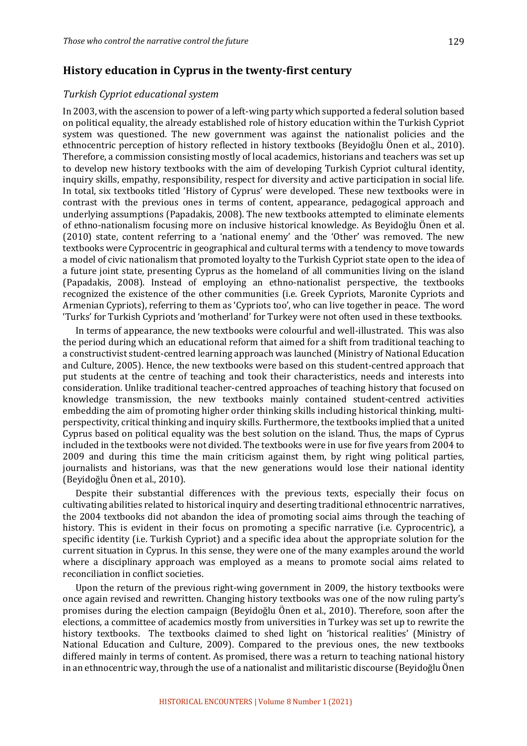## History education in Cyprus in the twenty-first century

### *Turkish Cypriot educational system*

In 2003, with the ascension to power of a left-wing party which supported a federal solution based on political equality, the already established role of history education within the Turkish Cypriot system was questioned. The new government was against the nationalist policies and the ethnocentric perception of history reflected in history textbooks (Beyidoğlu Önen et al., 2010). Therefore, a commission consisting mostly of local academics, historians and teachers was set up to develop new history textbooks with the aim of developing Turkish Cypriot cultural identity, inquiry skills, empathy, responsibility, respect for diversity and active participation in social life. In total, six textbooks titled 'History of Cyprus' were developed. These new textbooks were in contrast with the previous ones in terms of content, appearance, pedagogical approach and underlying assumptions (Papadakis, 2008). The new textbooks attempted to eliminate elements of ethno-nationalism focusing more on inclusive historical knowledge. As Beyidoğlu Önen et al. (2010) state, content referring to a 'national enemy' and the 'Other' was removed. The new textbooks were Cyprocentric in geographical and cultural terms with a tendency to move towards a model of civic nationalism that promoted loyalty to the Turkish Cypriot state open to the idea of a future joint state, presenting Cyprus as the homeland of all communities living on the island (Papadakis, 2008). Instead of employing an ethno-nationalist perspective, the textbooks recognized the existence of the other communities (i.e. Greek Cypriots, Maronite Cypriots and Armenian Cypriots), referring to them as 'Cypriots too', who can live together in peace. The word 'Turks' for Turkish Cypriots and 'motherland' for Turkey were not often used in these textbooks.

In terms of appearance, the new textbooks were colourful and well-illustrated. This was also the period during which an educational reform that aimed for a shift from traditional teaching to a constructivist student-centred learning approach was launched (Ministry of National Education and Culture, 2005). Hence, the new textbooks were based on this student-centred approach that put students at the centre of teaching and took their characteristics, needs and interests into consideration. Unlike traditional teacher-centred approaches of teaching history that focused on knowledge transmission, the new textbooks mainly contained student-centred activities embedding the aim of promoting higher order thinking skills including historical thinking, multi-perspectivity, critical thinking and inquiry skills. Furthermore, the textbooks implied that a united Cyprus based on political equality was the best solution on the island. Thus, the maps of Cyprus included in the textbooks were not divided. The textbooks were in use for five years from 2004 to 2009 and during this time the main criticism against them, by right wing political parties, journalists and historians, was that the new generations would lose their national identity (Beyidoğlu Önen et al., 2010).

Despite their substantial differences with the previous texts, especially their focus on cultivating abilities related to historical inquiry and deserting traditional ethnocentric narratives, the 2004 textbooks did not abandon the idea of promoting social aims through the teaching of history. This is evident in their focus on promoting a specific narrative (i.e. Cyprocentric), a specific identity (i.e. Turkish Cypriot) and a specific idea about the appropriate solution for the current situation in Cyprus. In this sense, they were one of the many examples around the world where a disciplinary approach was employed as a means to promote social aims related to reconciliation in conflict societies.

Upon the return of the previous right-wing government in 2009, the history textbooks were once again revised and rewritten. Changing history textbooks was one of the now ruling party's promises during the election campaign (Beyidoğlu Önen et al., 2010). Therefore, soon after the elections, a committee of academics mostly from universities in Turkey was set up to rewrite the history textbooks. The textbooks claimed to shed light on 'historical realities' (Ministry of National Education and Culture, 2009). Compared to the previous ones, the new textbooks differed mainly in terms of content. As promised, there was a return to teaching national history in an ethnocentric way, through the use of a nationalist and militaristic discourse (Beyidoğlu Önen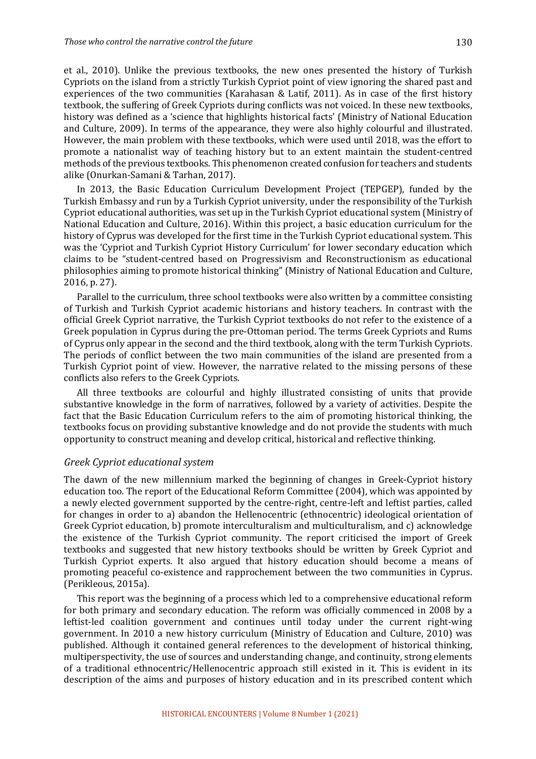et al., 2010). Unlike the previous textbooks, the new ones presented the history of Turkish Cypriots on the island from a strictly Turkish Cypriot point of view ignoring the shared past and experiences of the two communities (Karahasan & Latif, 2011). As in case of the first history textbook, the suffering of Greek Cypriots during conflicts was not voiced. In these new textbooks, history was defined as a 'science that highlights historical facts' (Ministry of National Education and Culture, 2009). In terms of the appearance, they were also highly colourful and illustrated. However, the main problem with these textbooks, which were used until 2018, was the effort to promote a nationalist way of teaching history but to an extent maintain the student-centred methods of the previous textbooks. This phenomenon created confusion for teachers and students alike (Onurkan-Samani & Tarhan, 2017).

In 2013, the Basic Education Curriculum Development Project (TEPGEP), funded by the Turkish Embassy and run by a Turkish Cypriot university, under the responsibility of the Turkish Cypriot educational authorities, was set up in the Turkish Cypriot educational system (Ministry of National Education and Culture, 2016). Within this project, a basic education curriculum for the history of Cyprus was developed for the first time in the Turkish Cypriot educational system. This was the 'Cypriot and Turkish Cypriot History Curriculum' for lower secondary education which claims to be "student-centred based on Progressivism and Reconstructionism as educational philosophies aiming to promote historical thinking" (Ministry of National Education and Culture, 2016, p. 27).

Parallel to the curriculum, three school textbooks were also written by a committee consisting of Turkish and Turkish Cypriot academic historians and history teachers. In contrast with the official Greek Cypriot narrative, the Turkish Cypriot textbooks do not refer to the existence of a Greek population in Cyprus during the pre-Ottoman period. The terms Greek Cypriots and Rums of Cyprus only appear in the second and the third textbook, along with the term Turkish Cypriots. The periods of conflict between the two main communities of the island are presented from a Turkish Cypriot point of view. However, the narrative related to the missing persons of these conflicts also refers to the Greek Cypriots.

All three textbooks are colourful and highly illustrated consisting of units that provide substantive knowledge in the form of narratives, followed by a variety of activities. Despite the fact that the Basic Education Curriculum refers to the aim of promoting historical thinking, the textbooks focus on providing substantive knowledge and do not provide the students with much opportunity to construct meaning and develop critical, historical and reflective thinking.

### *Greek Cypriot educational system*

The dawn of the new millennium marked the beginning of changes in Greek-Cypriot history education too. The report of the Educational Reform Committee (2004), which was appointed by a newly elected government supported by the centre-right, centre-left and leftist parties, called for changes in order to a) abandon the Hellenocentric (ethnocentric) ideological orientation of Greek Cypriot education, b) promote interculturalism and multiculturalism, and c) acknowledge the existence of the Turkish Cypriot community. The report criticised the import of Greek textbooks and suggested that new history textbooks should be written by Greek Cypriot and Turkish Cypriot experts. It also argued that history education should become a means of promoting peaceful co-existence and rapprochement between the two communities in Cyprus. (Perikleous, 2015a).

This report was the beginning of a process which led to a comprehensive educational reform for both primary and secondary education. The reform was officially commenced in 2008 by a leftist-led coalition government and continues until today under the current right-wing government. In 2010 a new history curriculum (Ministry of Education and Culture, 2010) was published. Although it contained general references to the development of historical thinking, multiperspectivity, the use of sources and understanding change, and continuity, strong elements of a traditional ethnocentric/Hellenocentric approach still existed in it. This is evident in its description of the aims and purposes of history education and in its prescribed content which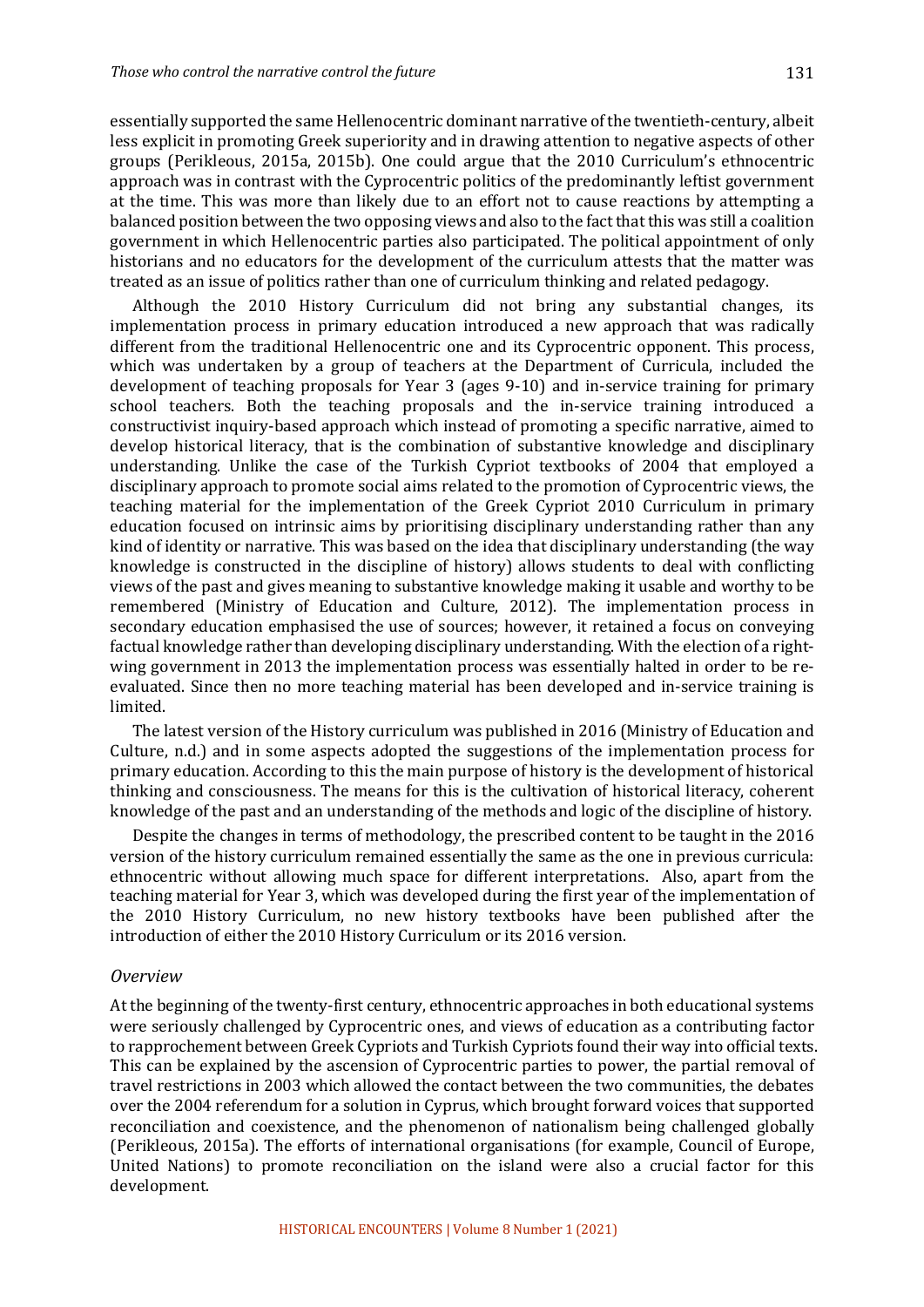essentially supported the same Hellenocentric dominant narrative of the twentieth-century, albeit less explicit in promoting Greek superiority and in drawing attention to negative aspects of other groups (Perikleous, 2015a, 2015b). One could argue that the 2010 Curriculum's ethnocentric approach was in contrast with the Cyprocentric politics of the predominantly leftist government at the time. This was more than likely due to an effort not to cause reactions by attempting a balanced position between the two opposing views and also to the fact that this was still a coalition government in which Hellenocentric parties also participated. The political appointment of only historians and no educators for the development of the curriculum attests that the matter was treated as an issue of politics rather than one of curriculum thinking and related pedagogy.

Although the 2010 History Curriculum did not bring any substantial changes, its implementation process in primary education introduced a new approach that was radically different from the traditional Hellenocentric one and its Cyprocentric opponent. This process, which was undertaken by a group of teachers at the Department of Curricula, included the development of teaching proposals for Year 3 (ages 9-10) and in-service training for primary school teachers. Both the teaching proposals and the in-service training introduced a constructivist inquiry-based approach which instead of promoting a specific narrative, aimed to develop historical literacy, that is the combination of substantive knowledge and disciplinary understanding. Unlike the case of the Turkish Cypriot textbooks of 2004 that employed a disciplinary approach to promote social aims related to the promotion of Cyprocentric views, the teaching material for the implementation of the Greek Cypriot 2010 Curriculum in primary education focused on intrinsic aims by prioritising disciplinary understanding rather than any kind of identity or narrative. This was based on the idea that disciplinary understanding (the way knowledge is constructed in the discipline of history) allows students to deal with conflicting views of the past and gives meaning to substantive knowledge making it usable and worthy to be remembered (Ministry of Education and Culture, 2012). The implementation process in secondary education emphasised the use of sources; however, it retained a focus on conveying factual knowledge rather than developing disciplinary understanding. With the election of a right-wing government in 2013 the implementation process was essentially halted in order to be re-evaluated. Since then no more teaching material has been developed and in-service training is limited.

The latest version of the History curriculum was published in 2016 (Ministry of Education and Culture, n.d.) and in some aspects adopted the suggestions of the implementation process for primary education. According to this the main purpose of history is the development of historical thinking and consciousness. The means for this is the cultivation of historical literacy, coherent knowledge of the past and an understanding of the methods and logic of the discipline of history.

Despite the changes in terms of methodology, the prescribed content to be taught in the 2016 version of the history curriculum remained essentially the same as the one in previous curricula: ethnocentric without allowing much space for different interpretations. Also, apart from the teaching material for Year 3, which was developed during the first year of the implementation of the 2010 History Curriculum, no new history textbooks have been published after the introduction of either the 2010 History Curriculum or its 2016 version.

### *Overview*

At the beginning of the twenty-first century, ethnocentric approaches in both educational systems were seriously challenged by Cyprocentric ones, and views of education as a contributing factor to rapprochement between Greek Cypriots and Turkish Cypriots found their way into official texts. This can be explained by the ascension of Cyprocentric parties to power, the partial removal of travel restrictions in 2003 which allowed the contact between the two communities, the debates over the 2004 referendum for a solution in Cyprus, which brought forward voices that supported reconciliation and coexistence, and the phenomenon of nationalism being challenged globally (Perikleous, 2015a). The efforts of international organisations (for example, Council of Europe, United Nations) to promote reconciliation on the island were also a crucial factor for this development.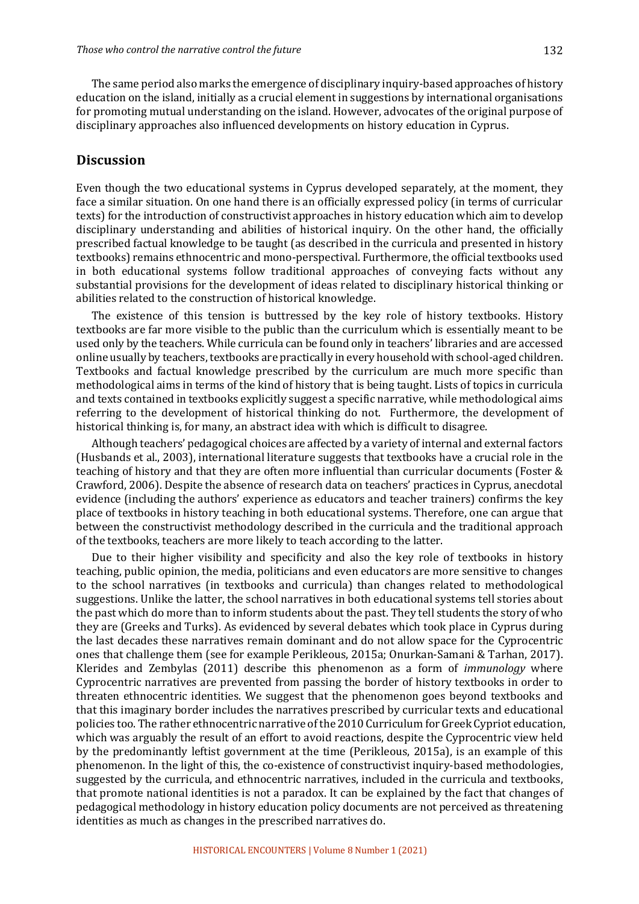The same period also marks the emergence of disciplinary inquiry-based approaches of history education on the island, initially as a crucial element in suggestions by international organisations for promoting mutual understanding on the island. However, advocates of the original purpose of disciplinary approaches also influenced developments on history education in Cyprus.

## Discussion

Even though the two educational systems in Cyprus developed separately, at the moment, they face a similar situation. On one hand there is an officially expressed policy (in terms of curricular texts) for the introduction of constructivist approaches in history education which aim to develop disciplinary understanding and abilities of historical inquiry. On the other hand, the officially prescribed factual knowledge to be taught (as described in the curricula and presented in history textbooks) remains ethnocentric and mono-perspectival. Furthermore, the official textbooks used in both educational systems follow traditional approaches of conveying facts without any substantial provisions for the development of ideas related to disciplinary historical thinking or abilities related to the construction of historical knowledge.

The existence of this tension is buttressed by the key role of history textbooks. History textbooks are far more visible to the public than the curriculum which is essentially meant to be used only by the teachers. While curricula can be found only in teachers' libraries and are accessed online usually by teachers, textbooks are practically in every household with school-aged children. Textbooks and factual knowledge prescribed by the curriculum are much more specific than methodological aims in terms of the kind of history that is being taught. Lists of topics in curricula and texts contained in textbooks explicitly suggest a specific narrative, while methodological aims referring to the development of historical thinking do not. Furthermore, the development of historical thinking is, for many, an abstract idea with which is difficult to disagree.

Although teachers' pedagogical choices are affected by a variety of internal and external factors (Husbands et al., 2003), international literature suggests that textbooks have a crucial role in the teaching of history and that they are often more influential than curricular documents (Foster & Crawford, 2006). Despite the absence of research data on teachers' practices in Cyprus, anecdotal evidence (including the authors' experience as educators and teacher trainers) confirms the key place of textbooks in history teaching in both educational systems. Therefore, one can argue that between the constructivist methodology described in the curricula and the traditional approach of the textbooks, teachers are more likely to teach according to the latter.

Due to their higher visibility and specificity and also the key role of textbooks in history teaching, public opinion, the media, politicians and even educators are more sensitive to changes to the school narratives (in textbooks and curricula) than changes related to methodological suggestions. Unlike the latter, the school narratives in both educational systems tell stories about the past which do more than to inform students about the past. They tell students the story of who they are (Greeks and Turks). As evidenced by several debates which took place in Cyprus during the last decades these narratives remain dominant and do not allow space for the Cyprocentric ones that challenge them (see for example Perikleous, 2015a; Onurkan-Samani & Tarhan, 2017). Klerides and Zembylas (2011) describe this phenomenon as a form of *immunology* where Cyprocentric narratives are prevented from passing the border of history textbooks in order to threaten ethnocentric identities. We suggest that the phenomenon goes beyond textbooks and that this imaginary border includes the narratives prescribed by curricular texts and educational policies too. The rather ethnocentric narrative of the 2010 Curriculum for Greek Cypriot education, which was arguably the result of an effort to avoid reactions, despite the Cyprocentric view held by the predominantly leftist government at the time (Perikleous, 2015a), is an example of this phenomenon. In the light of this, the co-existence of constructivist inquiry-based methodologies, suggested by the curricula, and ethnocentric narratives, included in the curricula and textbooks, that promote national identities is not a paradox. It can be explained by the fact that changes of pedagogical methodology in history education policy documents are not perceived as threatening identities as much as changes in the prescribed narratives do.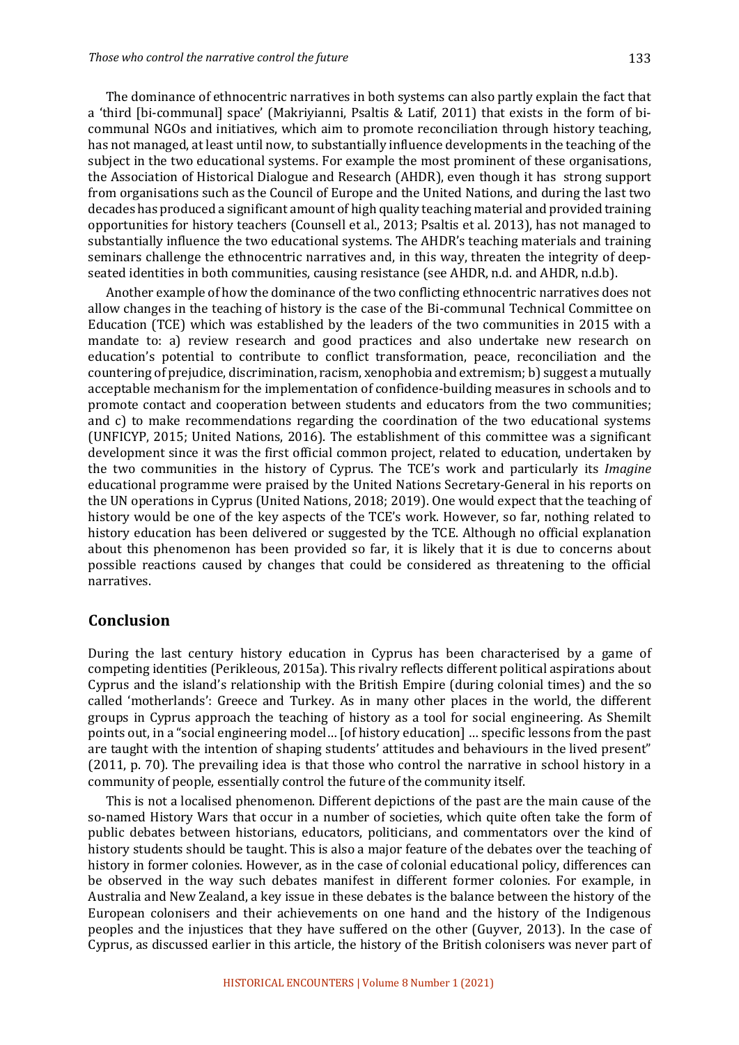The dominance of ethnocentric narratives in both systems can also partly explain the fact that a 'third [bi-communal] space' (Makriyianni, Psaltis & Latif, 2011) that exists in the form of bi-communal NGOs and initiatives, which aim to promote reconciliation through history teaching, has not managed, at least until now, to substantially influence developments in the teaching of the subject in the two educational systems. For example the most prominent of these organisations, the Association of Historical Dialogue and Research (AHDR), even though it has strong support from organisations such as the Council of Europe and the United Nations, and during the last two decades has produced a significant amount of high quality teaching material and provided training opportunities for history teachers (Counsell et al., 2013; Psaltis et al. 2013), has not managed to substantially influence the two educational systems. The AHDR's teaching materials and training seminars challenge the ethnocentric narratives and, in this way, threaten the integrity of deep-seated identities in both communities, causing resistance (see AHDR, n.d. and AHDR, n.d.b).

Another example of how the dominance of the two conflicting ethnocentric narratives does not allow changes in the teaching of history is the case of the Bi-communal Technical Committee on Education (TCE) which was established by the leaders of the two communities in 2015 with a mandate to: a) review research and good practices and also undertake new research on education's potential to contribute to conflict transformation, peace, reconciliation and the countering of prejudice, discrimination, racism, xenophobia and extremism; b) suggest a mutually acceptable mechanism for the implementation of confidence-building measures in schools and to promote contact and cooperation between students and educators from the two communities; and c) to make recommendations regarding the coordination of the two educational systems (UNFICYP, 2015; United Nations, 2016). The establishment of this committee was a significant development since it was the first official common project, related to education, undertaken by the two communities in the history of Cyprus. The TCE's work and particularly its *Imagine* educational programme were praised by the United Nations Secretary-General in his reports on the UN operations in Cyprus (United Nations, 2018; 2019). One would expect that the teaching of history would be one of the key aspects of the TCE's work. However, so far, nothing related to history education has been delivered or suggested by the TCE. Although no official explanation about this phenomenon has been provided so far, it is likely that it is due to concerns about possible reactions caused by changes that could be considered as threatening to the official narratives.

## Conclusion

During the last century history education in Cyprus has been characterised by a game of competing identities (Perikleous, 2015a). This rivalry reflects different political aspirations about Cyprus and the island's relationship with the British Empire (during colonial times) and the so called 'motherlands': Greece and Turkey. As in many other places in the world, the different groups in Cyprus approach the teaching of history as a tool for social engineering. As Shemilt points out, in a "social engineering model… [of history education] … specific lessons from the past are taught with the intention of shaping students' attitudes and behaviours in the lived present" (2011, p. 70). The prevailing idea is that those who control the narrative in school history in a community of people, essentially control the future of the community itself.

This is not a localised phenomenon. Different depictions of the past are the main cause of the so-named History Wars that occur in a number of societies, which quite often take the form of public debates between historians, educators, politicians, and commentators over the kind of history students should be taught. This is also a major feature of the debates over the teaching of history in former colonies. However, as in the case of colonial educational policy, differences can be observed in the way such debates manifest in different former colonies. For example, in Australia and New Zealand, a key issue in these debates is the balance between the history of the European colonisers and their achievements on one hand and the history of the Indigenous peoples and the injustices that they have suffered on the other (Guyver, 2013). In the case of Cyprus, as discussed earlier in this article, the history of the British colonisers was never part of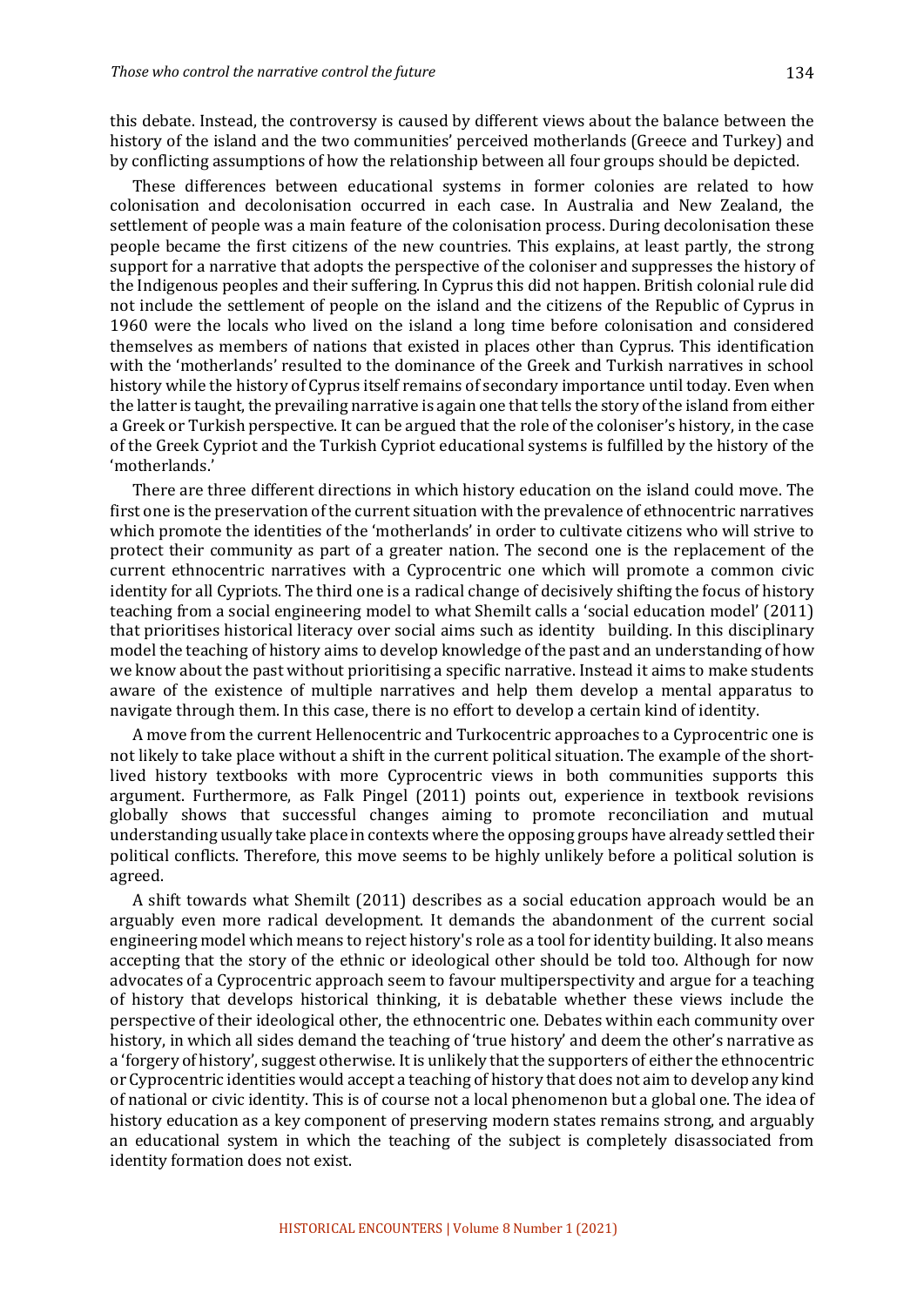this debate. Instead, the controversy is caused by different views about the balance between the history of the island and the two communities' perceived motherlands (Greece and Turkey) and by conflicting assumptions of how the relationship between all four groups should be depicted.

These differences between educational systems in former colonies are related to how colonisation and decolonisation occurred in each case. In Australia and New Zealand, the settlement of people was a main feature of the colonisation process. During decolonisation these people became the first citizens of the new countries. This explains, at least partly, the strong support for a narrative that adopts the perspective of the coloniser and suppresses the history of the Indigenous peoples and their suffering. In Cyprus this did not happen. British colonial rule did not include the settlement of people on the island and the citizens of the Republic of Cyprus in 1960 were the locals who lived on the island a long time before colonisation and considered themselves as members of nations that existed in places other than Cyprus. This identification with the 'motherlands' resulted to the dominance of the Greek and Turkish narratives in school history while the history of Cyprus itself remains of secondary importance until today. Even when the latter is taught, the prevailing narrative is again one that tells the story of the island from either a Greek or Turkish perspective. It can be argued that the role of the coloniser's history, in the case of the Greek Cypriot and the Turkish Cypriot educational systems is fulfilled by the history of the 'motherlands.'

There are three different directions in which history education on the island could move. The first one is the preservation of the current situation with the prevalence of ethnocentric narratives which promote the identities of the 'motherlands' in order to cultivate citizens who will strive to protect their community as part of a greater nation. The second one is the replacement of the current ethnocentric narratives with a Cyprocentric one which will promote a common civic identity for all Cypriots. The third one is a radical change of decisively shifting the focus of history teaching from a social engineering model to what Shemilt calls a 'social education model' (2011) that prioritises historical literacy over social aims such as identity building. In this disciplinary model the teaching of history aims to develop knowledge of the past and an understanding of how we know about the past without prioritising a specific narrative. Instead it aims to make students aware of the existence of multiple narratives and help them develop a mental apparatus to navigate through them. In this case, there is no effort to develop a certain kind of identity.

A move from the current Hellenocentric and Turkocentric approaches to a Cyprocentric one is not likely to take place without a shift in the current political situation. The example of the short-lived history textbooks with more Cyprocentric views in both communities supports this argument. Furthermore, as Falk Pingel (2011) points out, experience in textbook revisions globally shows that successful changes aiming to promote reconciliation and mutual understanding usually take place in contexts where the opposing groups have already settled their political conflicts. Therefore, this move seems to be highly unlikely before a political solution is agreed.

A shift towards what Shemilt (2011) describes as a social education approach would be an arguably even more radical development. It demands the abandonment of the current social engineering model which means to reject history's role as a tool for identity building. It also means accepting that the story of the ethnic or ideological other should be told too. Although for now advocates of a Cyprocentric approach seem to favour multiperspectivity and argue for a teaching of history that develops historical thinking, it is debatable whether these views include the perspective of their ideological other, the ethnocentric one. Debates within each community over history, in which all sides demand the teaching of 'true history' and deem the other's narrative as a 'forgery of history', suggest otherwise. It is unlikely that the supporters of either the ethnocentric or Cyprocentric identities would accept a teaching of history that does not aim to develop any kind of national or civic identity. This is of course not a local phenomenon but a global one. The idea of history education as a key component of preserving modern states remains strong, and arguably an educational system in which the teaching of the subject is completely disassociated from identity formation does not exist.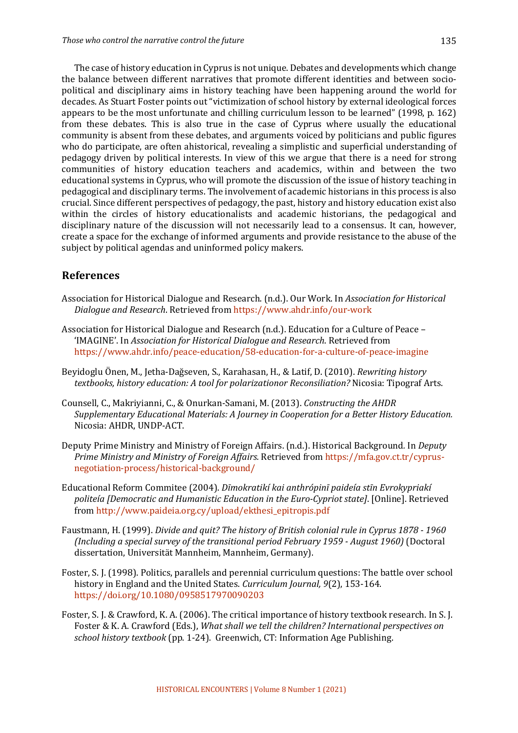The case of history education in Cyprus is not unique. Debates and developments which change the balance between different narratives that promote different identities and between socio-political and disciplinary aims in history teaching have been happening around the world for decades. As Stuart Foster points out "victimization of school history by external ideological forces appears to be the most unfortunate and chilling curriculum lesson to be learned" (1998, p. 162) from these debates. This is also true in the case of Cyprus where usually the educational community is absent from these debates, and arguments voiced by politicians and public figures who do participate, are often ahistorical, revealing a simplistic and superficial understanding of pedagogy driven by political interests. In view of this we argue that there is a need for strong communities of history education teachers and academics, within and between the two educational systems in Cyprus, who will promote the discussion of the issue of history teaching in pedagogical and disciplinary terms. The involvement of academic historians in this process is also crucial. Since different perspectives of pedagogy, the past, history and history education exist also within the circles of history educationalists and academic historians, the pedagogical and disciplinary nature of the discussion will not necessarily lead to a consensus. It can, however, create a space for the exchange of informed arguments and provide resistance to the abuse of the subject by political agendas and uninformed policy makers.

## References

Association for Historical Dialogue and Research. (n.d.). Our Work. In *Association for Historical Dialogue and Research*. Retrieved from https://www.ahdr.info/our-work

Association for Historical Dialogue and Research (n.d.). Education for a Culture of Peace – 'IMAGINE'. In *Association for Historical Dialogue and Research.* Retrieved from https://www.ahdr.info/peace-education/58-education-for-a-culture-of-peace-imagine

Beyidoglu Önen, M., Jetha-Dağseven, S., Karahasan, H., & Latif, D. (2010). *Rewriting history textbooks, history education: A tool for polarizationor Reconsiliation?* Nicosia: Tipograf Arts.

Counsell, C., Makriyianni, C., & Onurkan-Samani, M. (2013). *Constructing the AHDR Supplementary Educational Materials: A Journey in Cooperation for a Better History Education.* Nicosia: AHDR, UNDP-ACT.

Deputy Prime Ministry and Ministry of Foreign Affairs. (n.d.). Historical Background. In *Deputy Prime Ministry and Ministry of Foreign Affairs.* Retrieved from https://mfa.gov.ct.tr/cyprus-negotiation-process/historical-background/

Educational Reform Commitee (2004). *Dīmokratikí kai anthrópinī paideía stīn Evrokypriakí politeía [Democratic and Humanistic Education in the Euro-Cypriot state]*. [Online]. Retrieved from http://www.paideia.org.cy/upload/ekthesi_epitropis.pdf

Faustmann, H. (1999). *Divide and quit? The history of British colonial rule in Cyprus 1878 - 1960 (Including a special survey of the transitional period February 1959 - August 1960)* (Doctoral dissertation, Universität Mannheim, Mannheim, Germany).

Foster, S. J. (1998). Politics, parallels and perennial curriculum questions: The battle over school history in England and the United States. *Curriculum Journal, 9*(2), 153-164. https://doi.org/10.1080/0958517970090203

Foster, S. J. & Crawford, K. A. (2006). The critical importance of history textbook research. In S. J. Foster & K. A. Crawford (Eds.), *What shall we tell the children? International perspectives on school history textbook* (pp. 1-24). Greenwich, CT: Information Age Publishing.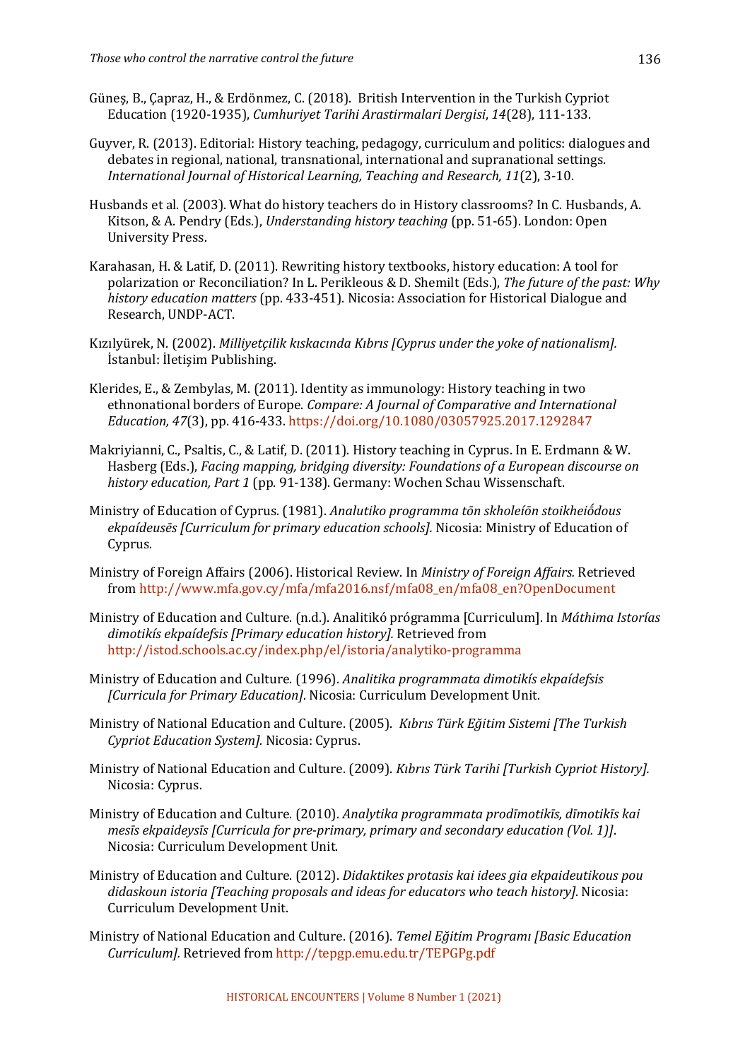Güneş, B., Çapraz, H., & Erdönmez, C. (2018). British Intervention in the Turkish Cypriot Education (1920-1935), *Cumhuriyet Tarihi Arastirmalari Dergisi*, *14*(28), 111-133.

Guyver, R. (2013). Editorial: History teaching, pedagogy, curriculum and politics: dialogues and debates in regional, national, transnational, international and supranational settings. *International Journal of Historical Learning, Teaching and Research, 11*(2), 3-10.

Husbands et al. (2003). What do history teachers do in History classrooms? In C. Husbands, A. Kitson, & A. Pendry (Eds.), *Understanding history teaching* (pp. 51-65). London: Open University Press.

Karahasan, H. & Latif, D. (2011). Rewriting history textbooks, history education: A tool for polarization or Reconciliation? In L. Perikleous & D. Shemilt (Eds.), *The future of the past: Why history education matters* (pp. 433-451). Nicosia: Association for Historical Dialogue and Research, UNDP-ACT.

Kızılyürek, N. (2002). *Milliyetçilik kıskacında Kıbrıs [Cyprus under the yoke of nationalism].* İstanbul: İletişim Publishing.

Klerides, E., & Zembylas, M. (2011). Identity as immunology: History teaching in two ethnonational borders of Europe. *Compare: A Journal of Comparative and International Education, 47*(3), pp. 416-433. https://doi.org/10.1080/03057925.2017.1292847

Makriyianni, C., Psaltis, C., & Latif, D. (2011). History teaching in Cyprus. In E. Erdmann & W. Hasberg (Eds.), *Facing mapping, bridging diversity: Foundations of a European discourse on history education, Part 1* (pp. 91-138). Germany: Wochen Schau Wissenschaft.

Ministry of Education of Cyprus. (1981). *Analutiko programma tōn skholeíōn stoikheiṓdous ekpaídeusēs [Curriculum for primary education schools].* Nicosia: Ministry of Education of Cyprus.

Ministry of Foreign Affairs (2006). Historical Review. In *Ministry of Foreign Affairs.* Retrieved from http://www.mfa.gov.cy/mfa/mfa2016.nsf/mfa08_en/mfa08_en?OpenDocument

Ministry of Education and Culture. (n.d.). Analitikó prógramma [Curriculum]. In *Máthima Istorías dimotikís ekpaídefsis [Primary education history].* Retrieved from http://istod.schools.ac.cy/index.php/el/istoria/analytiko-programma

Ministry of Education and Culture. (1996). *Analitika programmata dimotikís ekpaídefsis [Curricula for Primary Education]*. Nicosia: Curriculum Development Unit.

Ministry of National Education and Culture. (2005). *Kıbrıs Türk Eğitim Sistemi [The Turkish Cypriot Education System].* Nicosia: Cyprus.

Ministry of National Education and Culture. (2009). *Kıbrıs Türk Tarihi [Turkish Cypriot History].* Nicosia: Cyprus.

Ministry of Education and Culture. (2010). *Analytika programmata prodīmotikīs, dīmotikīs kai mesīs ekpaideysīs [Curricula for pre-primary, primary and secondary education (Vol. 1)]*. Nicosia: Curriculum Development Unit.

Ministry of Education and Culture. (2012). *Didaktikes protasis kai idees gia ekpaideutikous pou didaskoun istoria [Teaching proposals and ideas for educators who teach history]*. Nicosia: Curriculum Development Unit.

Ministry of National Education and Culture. (2016). *Temel Eğitim Programı [Basic Education Curriculum].* Retrieved from http://tepgp.emu.edu.tr/TEPGPg.pdf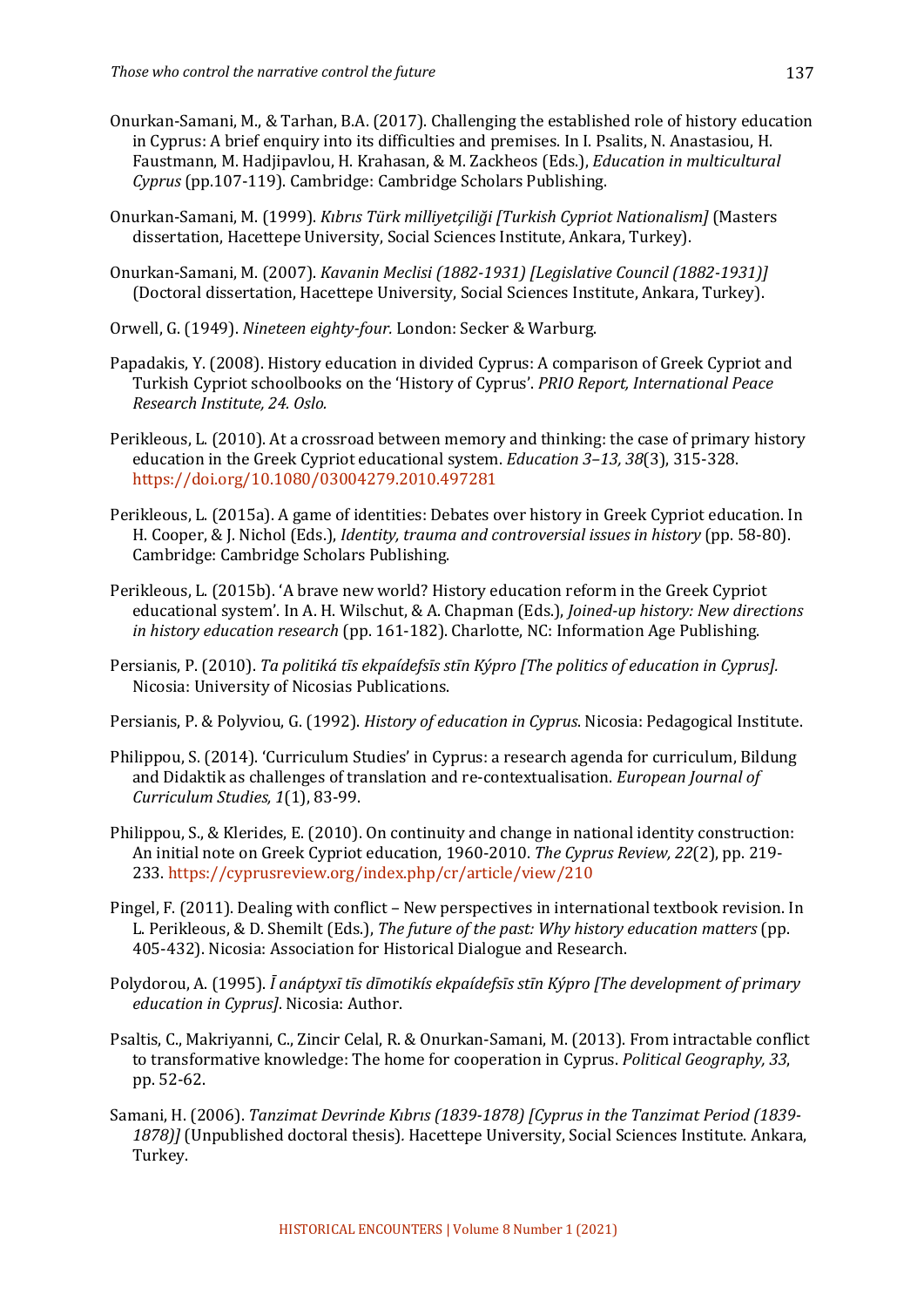Onurkan-Samani, M., & Tarhan, B.A. (2017). Challenging the established role of history education in Cyprus: A brief enquiry into its difficulties and premises. In I. Psalits, N. Anastasiou, H. Faustmann, M. Hadjipavlou, H. Krahasan, & M. Zackheos (Eds.), *Education in multicultural Cyprus* (pp.107-119). Cambridge: Cambridge Scholars Publishing.

Onurkan-Samani, M. (1999). *Kıbrıs Türk milliyetçiliği [Turkish Cypriot Nationalism]* (Masters dissertation, Hacettepe University, Social Sciences Institute, Ankara, Turkey).

Onurkan-Samani, M. (2007). *Kavanin Meclisi (1882-1931) [Legislative Council (1882-1931)]* (Doctoral dissertation, Hacettepe University, Social Sciences Institute, Ankara, Turkey).

Orwell, G. (1949). *Nineteen eighty-four.* London: Secker & Warburg.

Papadakis, Y. (2008). History education in divided Cyprus: A comparison of Greek Cypriot and Turkish Cypriot schoolbooks on the 'History of Cyprus'. *PRIO Report, International Peace Research Institute, 24. Oslo.*

Perikleous, L. (2010). At a crossroad between memory and thinking: the case of primary history education in the Greek Cypriot educational system. *Education 3–13, 38*(3), 315-328. https://doi.org/10.1080/03004279.2010.497281

Perikleous, L. (2015a). A game of identities: Debates over history in Greek Cypriot education. In H. Cooper, & J. Nichol (Eds.), *Identity, trauma and controversial issues in history* (pp. 58-80). Cambridge: Cambridge Scholars Publishing.

Perikleous, L. (2015b). 'A brave new world? History education reform in the Greek Cypriot educational system'. In A. H. Wilschut, & A. Chapman (Eds.), *Joined-up history: New directions in history education research* (pp. 161-182). Charlotte, NC: Information Age Publishing.

Persianis, P. (2010). *Ta politiká tīs ekpaídefsīs stīn Kýpro [The politics of education in Cyprus].* Nicosia: University of Nicosias Publications.

Persianis, P. & Polyviou, G. (1992). *History of education in Cyprus*. Nicosia: Pedagogical Institute.

Philippou, S. (2014). 'Curriculum Studies' in Cyprus: a research agenda for curriculum, Bildung and Didaktik as challenges of translation and re-contextualisation. *European Journal of Curriculum Studies, 1*(1), 83-99.

Philippou, S., & Klerides, E. (2010). On continuity and change in national identity construction: An initial note on Greek Cypriot education, 1960-2010. *The Cyprus Review, 22*(2), pp. 219-233. https://cyprusreview.org/index.php/cr/article/view/210

Pingel, F. (2011). Dealing with conflict – New perspectives in international textbook revision. In L. Perikleous, & D. Shemilt (Eds.), *The future of the past: Why history education matters* (pp. 405-432). Nicosia: Association for Historical Dialogue and Research.

Polydorou, A. (1995). *Ī anáptyxī tīs dīmotikís ekpaídefsīs stīn Kýpro [The development of primary education in Cyprus]*. Nicosia: Author.

Psaltis, C., Makriyanni, C., Zincir Celal, R. & Onurkan-Samani, M. (2013). From intractable conflict to transformative knowledge: The home for cooperation in Cyprus. *Political Geography, 33*, pp. 52-62.

Samani, H. (2006). *Tanzimat Devrinde Kıbrıs (1839-1878) [Cyprus in the Tanzimat Period (1839-1878)]* (Unpublished doctoral thesis). Hacettepe University, Social Sciences Institute. Ankara, Turkey.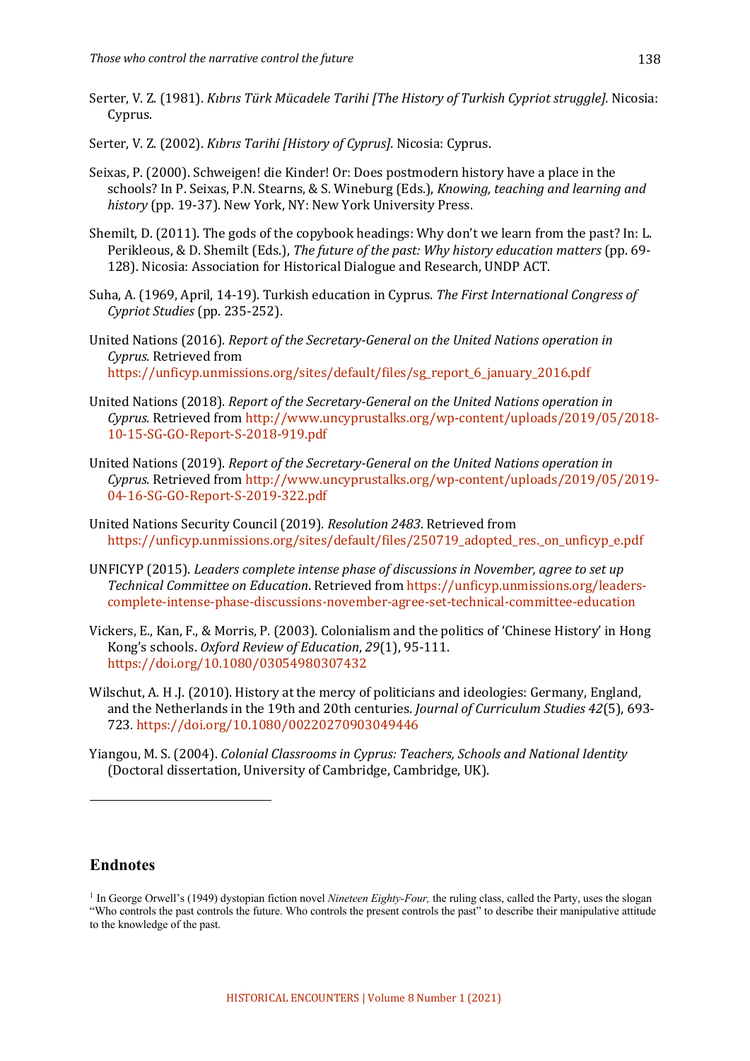Serter, V. Z. (1981). *Kıbrıs Türk Mücadele Tarihi [The History of Turkish Cypriot struggle].* Nicosia: Cyprus.

Serter, V. Z. (2002). *Kıbrıs Tarihi [History of Cyprus].* Nicosia: Cyprus.

Seixas, P. (2000). Schweigen! die Kinder! Or: Does postmodern history have a place in the schools? In P. Seixas, P.N. Stearns, & S. Wineburg (Eds.), *Knowing, teaching and learning and history* (pp. 19-37). New York, NY: New York University Press.

Shemilt, D. (2011). The gods of the copybook headings: Why don't we learn from the past? In: L. Perikleous, & D. Shemilt (Eds.), *The future of the past: Why history education matters* (pp. 69-128). Nicosia: Association for Historical Dialogue and Research, UNDP ACT.

Suha, A. (1969, April, 14-19). Turkish education in Cyprus. *The First International Congress of Cypriot Studies* (pp. 235-252).

United Nations (2016). *Report of the Secretary-General on the United Nations operation in Cyprus.* Retrieved from https://unficyp.unmissions.org/sites/default/files/sg_report_6_january_2016.pdf

United Nations (2018). *Report of the Secretary-General on the United Nations operation in Cyprus.* Retrieved from http://www.uncyprustalks.org/wp-content/uploads/2019/05/2018-10-15-SG-GO-Report-S-2018-919.pdf

United Nations (2019). *Report of the Secretary-General on the United Nations operation in Cyprus.* Retrieved from http://www.uncyprustalks.org/wp-content/uploads/2019/05/2019-04-16-SG-GO-Report-S-2019-322.pdf

United Nations Security Council (2019). *Resolution 2483*. Retrieved from https://unficyp.unmissions.org/sites/default/files/250719_adopted_res._on_unficyp_e.pdf

UNFICYP (2015). *Leaders complete intense phase of discussions in November, agree to set up Technical Committee on Education*. Retrieved from https://unficyp.unmissions.org/leaders-complete-intense-phase-discussions-november-agree-set-technical-committee-education

Vickers, E., Kan, F., & Morris, P. (2003). Colonialism and the politics of 'Chinese History' in Hong Kong's schools. *Oxford Review of Education*, *29*(1), 95-111. https://doi.org/10.1080/03054980307432

Wilschut, A. H .J. (2010). History at the mercy of politicians and ideologies: Germany, England, and the Netherlands in the 19th and 20th centuries. *Journal of Curriculum Studies 42*(5), 693-723. https://doi.org/10.1080/00220270903049446

Yiangou, M. S. (2004). *Colonial Classrooms in Cyprus: Teachers, Schools and National Identity* (Doctoral dissertation, University of Cambridge, Cambridge, UK).

## Endnotes

[1] In George Orwell's (1949) dystopian fiction novel *Nineteen Eighty-Four,* the ruling class, called the Party, uses the slogan "Who controls the past controls the future. Who controls the present controls the past" to describe their manipulative attitude to the knowledge of the past.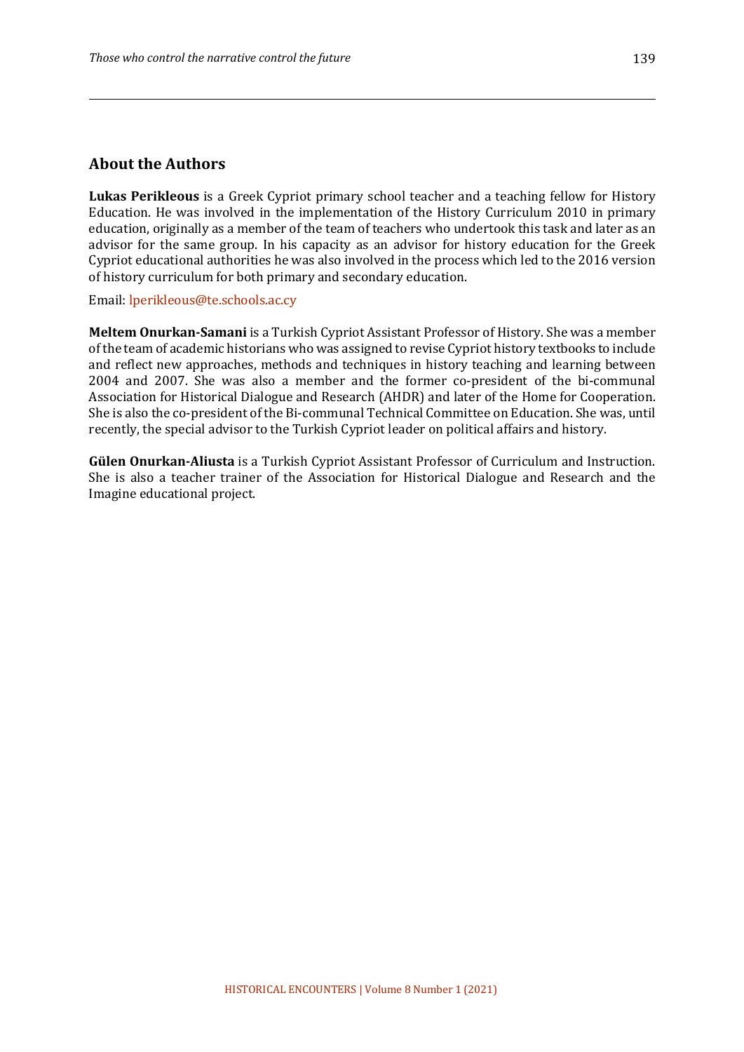## About the Authors

**Lukas Perikleous** is a Greek Cypriot primary school teacher and a teaching fellow for History Education. He was involved in the implementation of the History Curriculum 2010 in primary education, originally as a member of the team of teachers who undertook this task and later as an advisor for the same group. In his capacity as an advisor for history education for the Greek Cypriot educational authorities he was also involved in the process which led to the 2016 version of history curriculum for both primary and secondary education.

Email: lperikleous@te.schools.ac.cy

**Meltem Onurkan-Samani** is a Turkish Cypriot Assistant Professor of History. She was a member of the team of academic historians who was assigned to revise Cypriot history textbooks to include and reflect new approaches, methods and techniques in history teaching and learning between 2004 and 2007. She was also a member and the former co-president of the bi-communal Association for Historical Dialogue and Research (AHDR) and later of the Home for Cooperation. She is also the co-president of the Bi-communal Technical Committee on Education. She was, until recently, the special advisor to the Turkish Cypriot leader on political affairs and history.

**Gülen Onurkan-Aliusta** is a Turkish Cypriot Assistant Professor of Curriculum and Instruction. She is also a teacher trainer of the Association for Historical Dialogue and Research and the Imagine educational project.